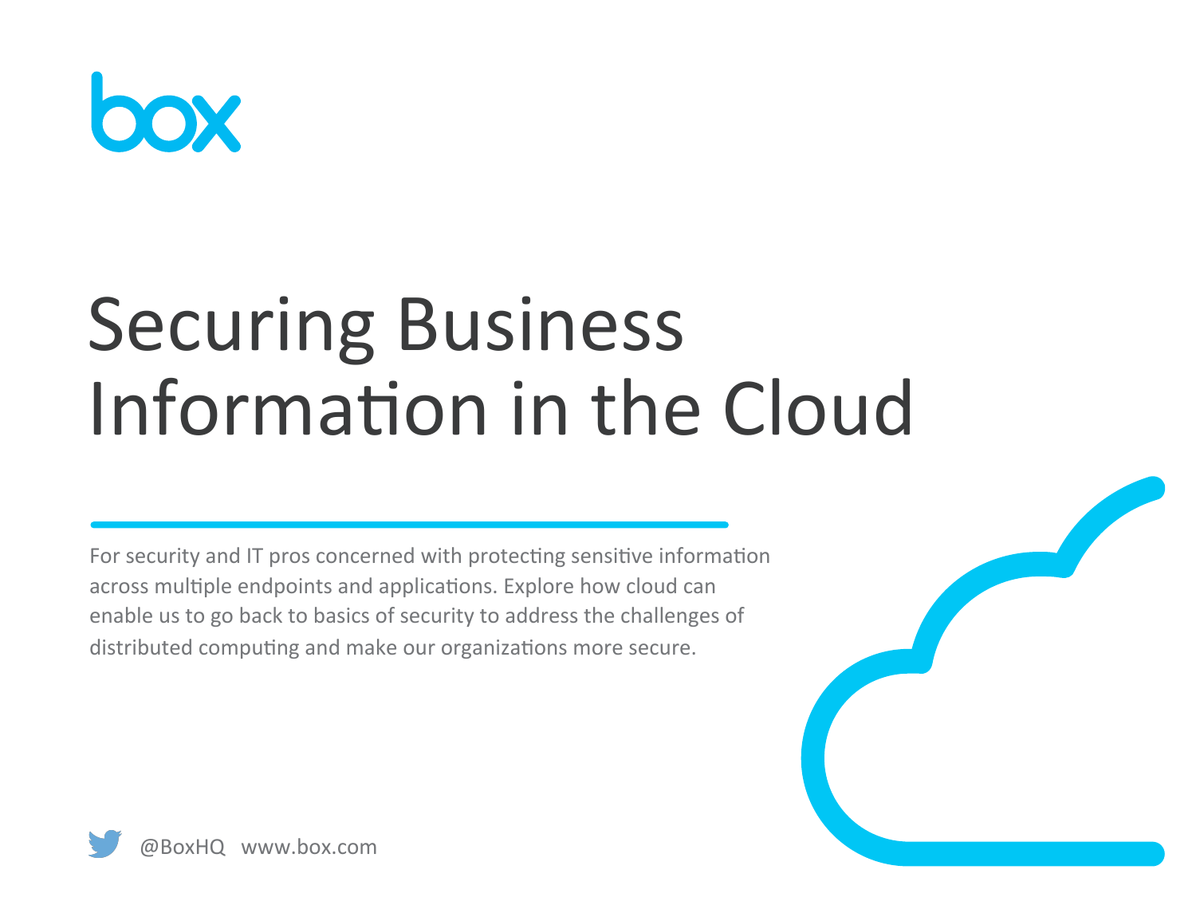box

# Securing Business Information in the Cloud

For security and IT pros concerned with protecting sensitive information across multiple endpoints and applications. Explore how cloud can enable us to go back to basics of security to address the challenges of distributed computing and make our organizations more secure.

@BoxHQ www.box.com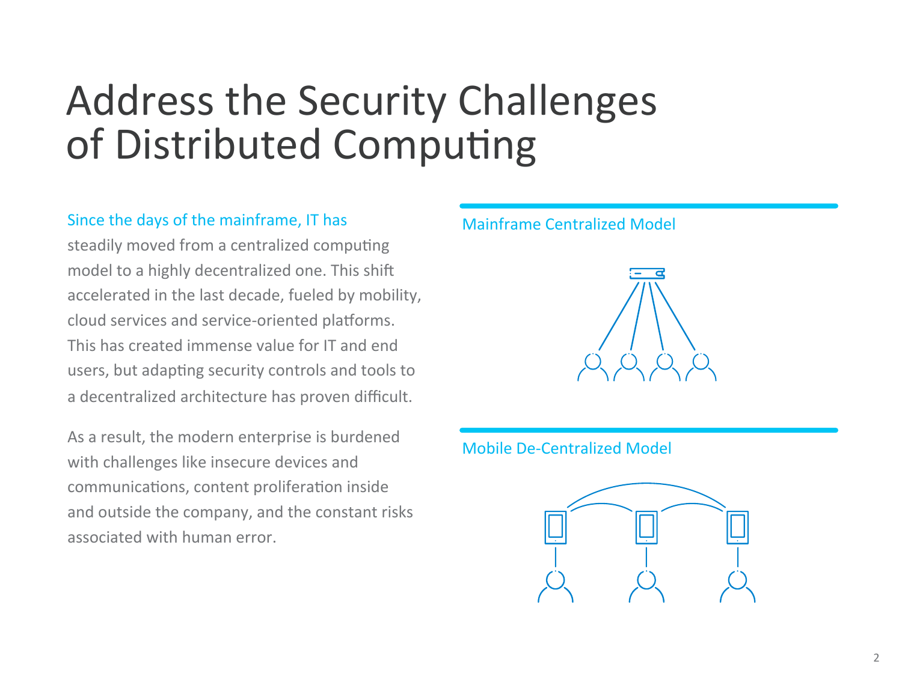# Address the Security Challenges of Distributed Computing

Since the days of the mainframe, IT has steadily moved from a centralized computing model to a highly decentralized one. This shift accelerated in the last decade, fueled by mobility, cloud services and service-oriented platforms. This has created immense value for IT and end users, but adapting security controls and tools to a decentralized architecture has proven difficult.

As a result, the modern enterprise is burdened with challenges like insecure devices and communications, content proliferation inside and outside the company, and the constant risks associated with human error.

Mainframe Centralized Model

Mobile De-Centralized Model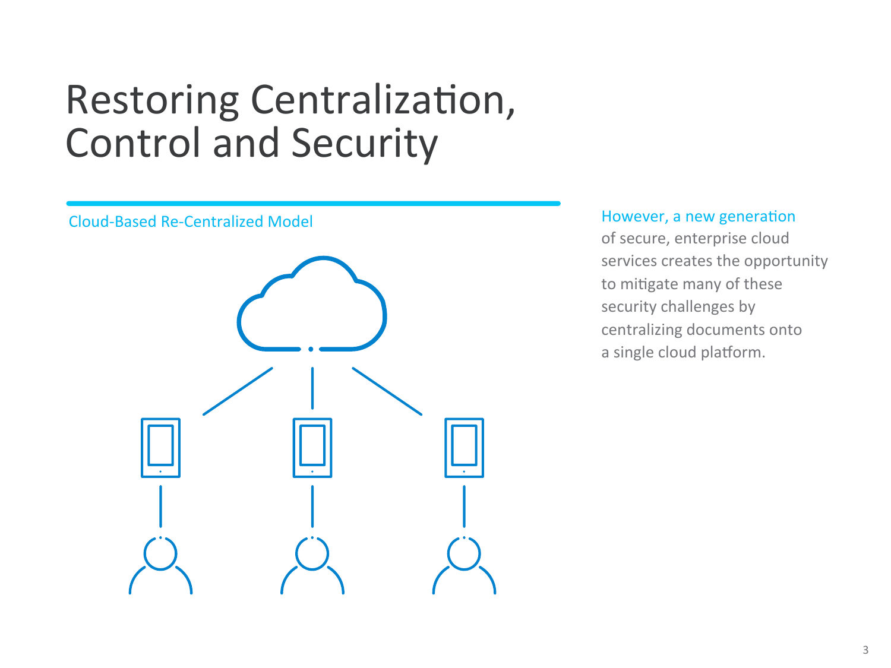# Restoring Centralization, Control and Security

Cloud-Based Re-Centralized Model

However, a new generation of secure, enterprise cloud services creates the opportunity to mitigate many of these security challenges by centralizing documents onto a single cloud platform.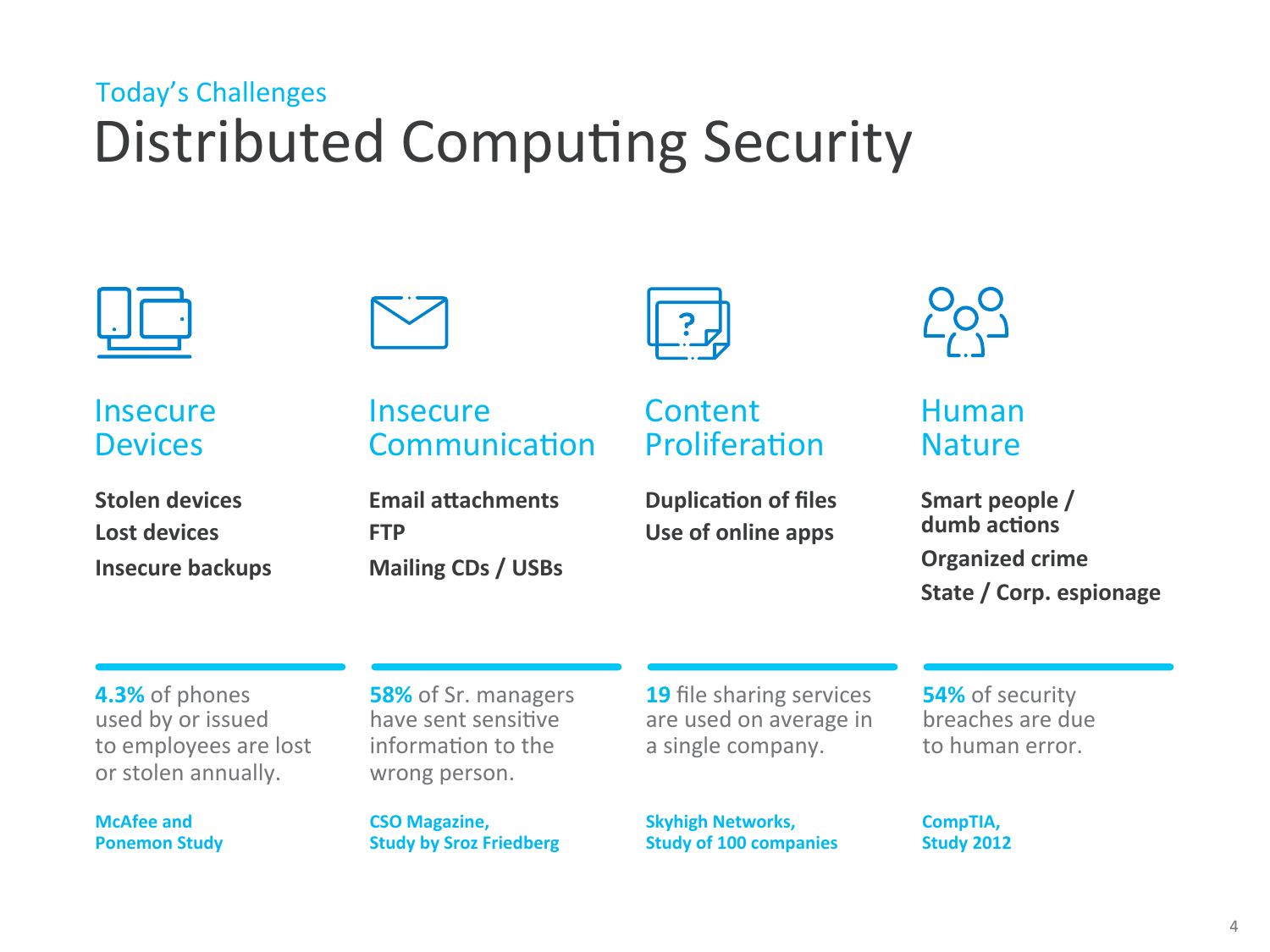Today's Challenges

# Distributed Computing Security

## Insecure Devices

**Stolen devices**
**Lost devices**
**Insecure backups**

**4.3%** of phones used by or issued to employees are lost or stolen annually.

**McAfee and Ponemon Study**

## Insecure Communication

**Email attachments**
**FTP**
**Mailing CDs / USBs**

**58%** of Sr. managers have sent sensitive information to the wrong person.

**CSO Magazine, Study by Sroz Friedberg**

## Content Proliferation

**Duplication of files**
**Use of online apps**

**19** file sharing services are used on average in a single company.

**Skyhigh Networks, Study of 100 companies**

## Human Nature

**Smart people / dumb actions**
**Organized crime**
**State / Corp. espionage**

**54%** of security breaches are due to human error.

**CompTIA, Study 2012**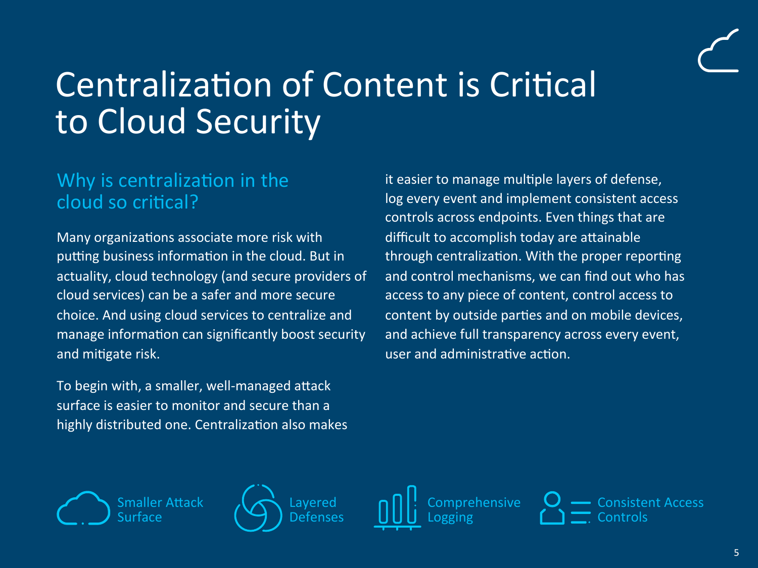# Centralization of Content is Critical to Cloud Security

## Why is centralization in the cloud so critical?

Many organizations associate more risk with putting business information in the cloud. But in actuality, cloud technology (and secure providers of cloud services) can be a safer and more secure choice. And using cloud services to centralize and manage information can significantly boost security and mitigate risk.

To begin with, a smaller, well-managed attack surface is easier to monitor and secure than a highly distributed one. Centralization also makes it easier to manage multiple layers of defense, log every event and implement consistent access controls across endpoints. Even things that are difficult to accomplish today are attainable through centralization. With the proper reporting and control mechanisms, we can find out who has access to any piece of content, control access to content by outside parties and on mobile devices, and achieve full transparency across every event, user and administrative action.

- Smaller Attack Surface
- Layered Defenses
- Comprehensive Logging
- Consistent Access Controls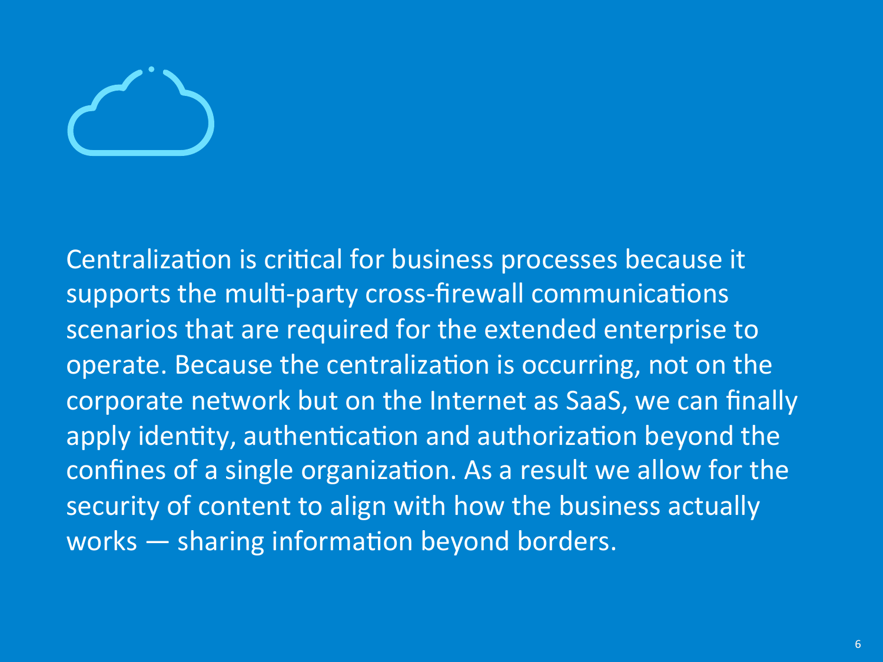Centralization is critical for business processes because it supports the multi-party cross-firewall communications scenarios that are required for the extended enterprise to operate. Because the centralization is occurring, not on the corporate network but on the Internet as SaaS, we can finally apply identity, authentication and authorization beyond the confines of a single organization. As a result we allow for the security of content to align with how the business actually works — sharing information beyond borders.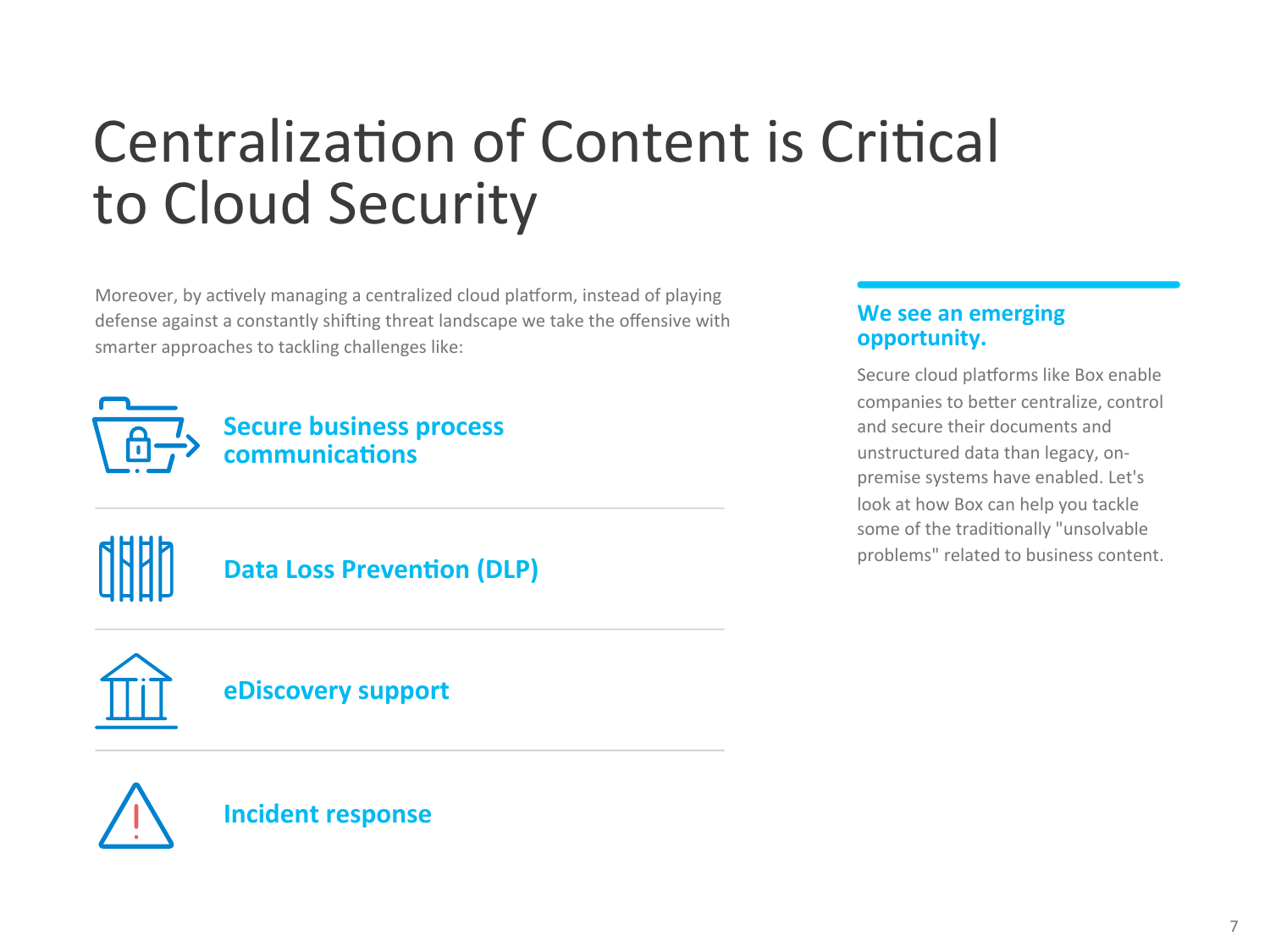# Centralization of Content is Critical to Cloud Security

Moreover, by actively managing a centralized cloud platform, instead of playing defense against a constantly shifting threat landscape we take the offensive with smarter approaches to tackling challenges like:

- **Secure business process communications**
- **Data Loss Prevention (DLP)**
- **eDiscovery support**
- **Incident response**

### We see an emerging opportunity.

Secure cloud platforms like Box enable companies to better centralize, control and secure their documents and unstructured data than legacy, on-premise systems have enabled. Let's look at how Box can help you tackle some of the traditionally "unsolvable problems" related to business content.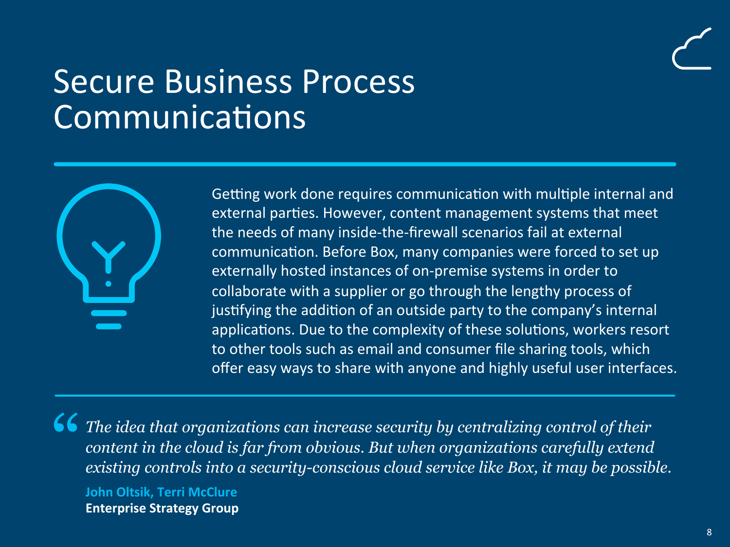# Secure Business Process Communications

Getting work done requires communication with multiple internal and external parties. However, content management systems that meet the needs of many inside-the-firewall scenarios fail at external communication. Before Box, many companies were forced to set up externally hosted instances of on-premise systems in order to collaborate with a supplier or go through the lengthy process of justifying the addition of an outside party to the company's internal applications. Due to the complexity of these solutions, workers resort to other tools such as email and consumer file sharing tools, which offer easy ways to share with anyone and highly useful user interfaces.

> *The idea that organizations can increase security by centralizing control of their content in the cloud is far from obvious. But when organizations carefully extend existing controls into a security-conscious cloud service like Box, it may be possible.*
>
> **John Oltsik, Terri McClure**
> **Enterprise Strategy Group**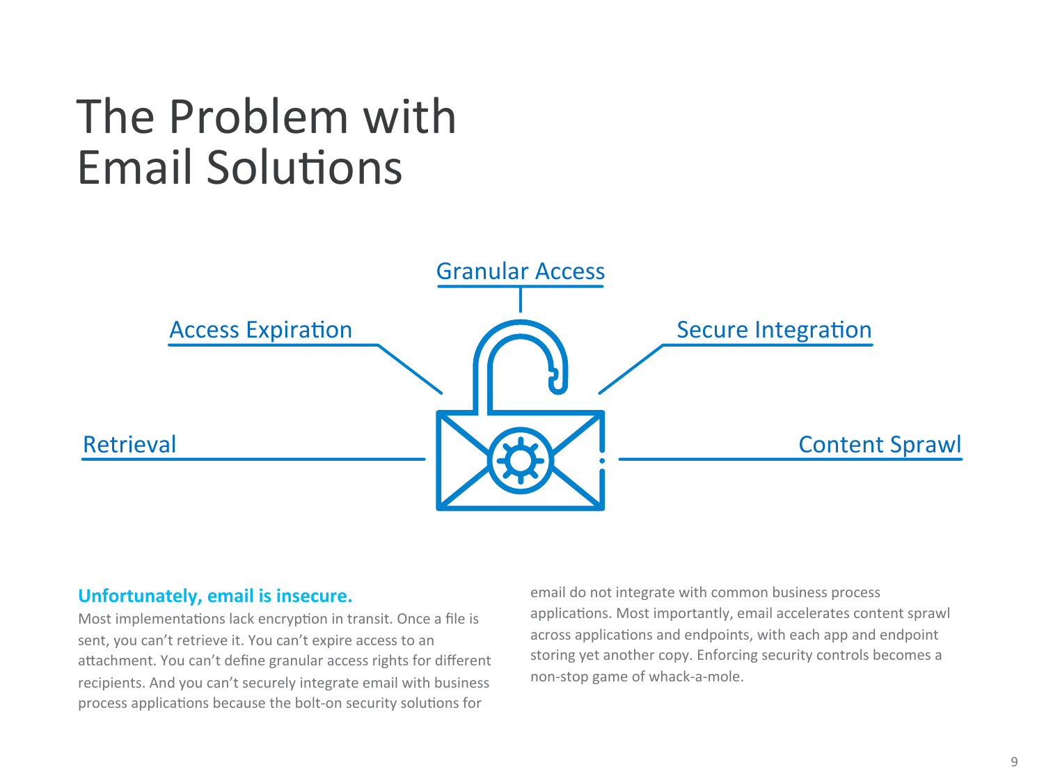# The Problem with Email Solutions

Granular Access

Access Expiration

Secure Integration

Retrieval

Content Sprawl

**Unfortunately, email is insecure.**

Most implementations lack encryption in transit. Once a file is sent, you can't retrieve it. You can't expire access to an attachment. You can't define granular access rights for different recipients. And you can't securely integrate email with business process applications because the bolt-on security solutions for email do not integrate with common business process applications. Most importantly, email accelerates content sprawl across applications and endpoints, with each app and endpoint storing yet another copy. Enforcing security controls becomes a non-stop game of whack-a-mole.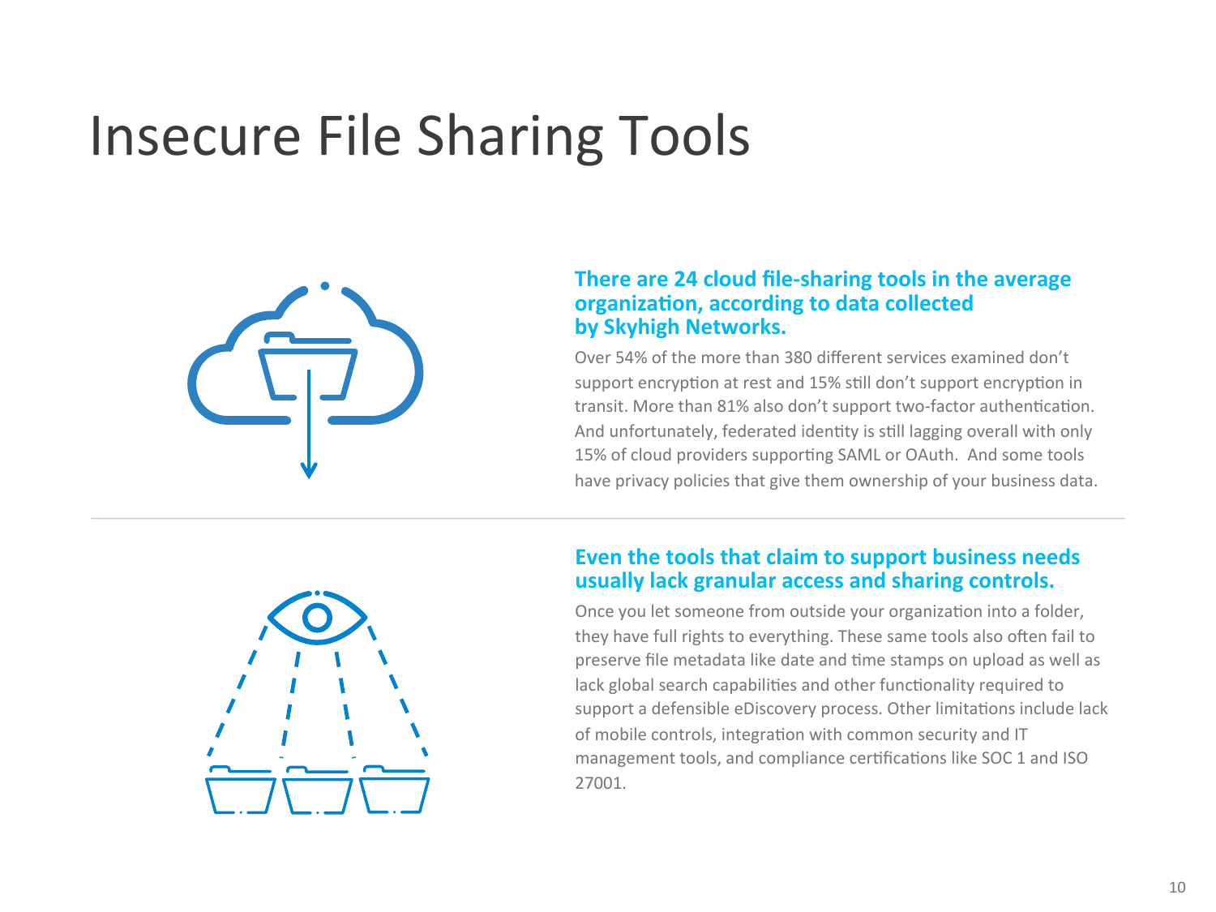# Insecure File Sharing Tools

**There are 24 cloud file-sharing tools in the average organization, according to data collected by Skyhigh Networks.**

Over 54% of the more than 380 different services examined don't support encryption at rest and 15% still don't support encryption in transit. More than 81% also don't support two-factor authentication. And unfortunately, federated identity is still lagging overall with only 15% of cloud providers supporting SAML or OAuth. And some tools have privacy policies that give them ownership of your business data.

**Even the tools that claim to support business needs usually lack granular access and sharing controls.**

Once you let someone from outside your organization into a folder, they have full rights to everything. These same tools also often fail to preserve file metadata like date and time stamps on upload as well as lack global search capabilities and other functionality required to support a defensible eDiscovery process. Other limitations include lack of mobile controls, integration with common security and IT management tools, and compliance certifications like SOC 1 and ISO 27001.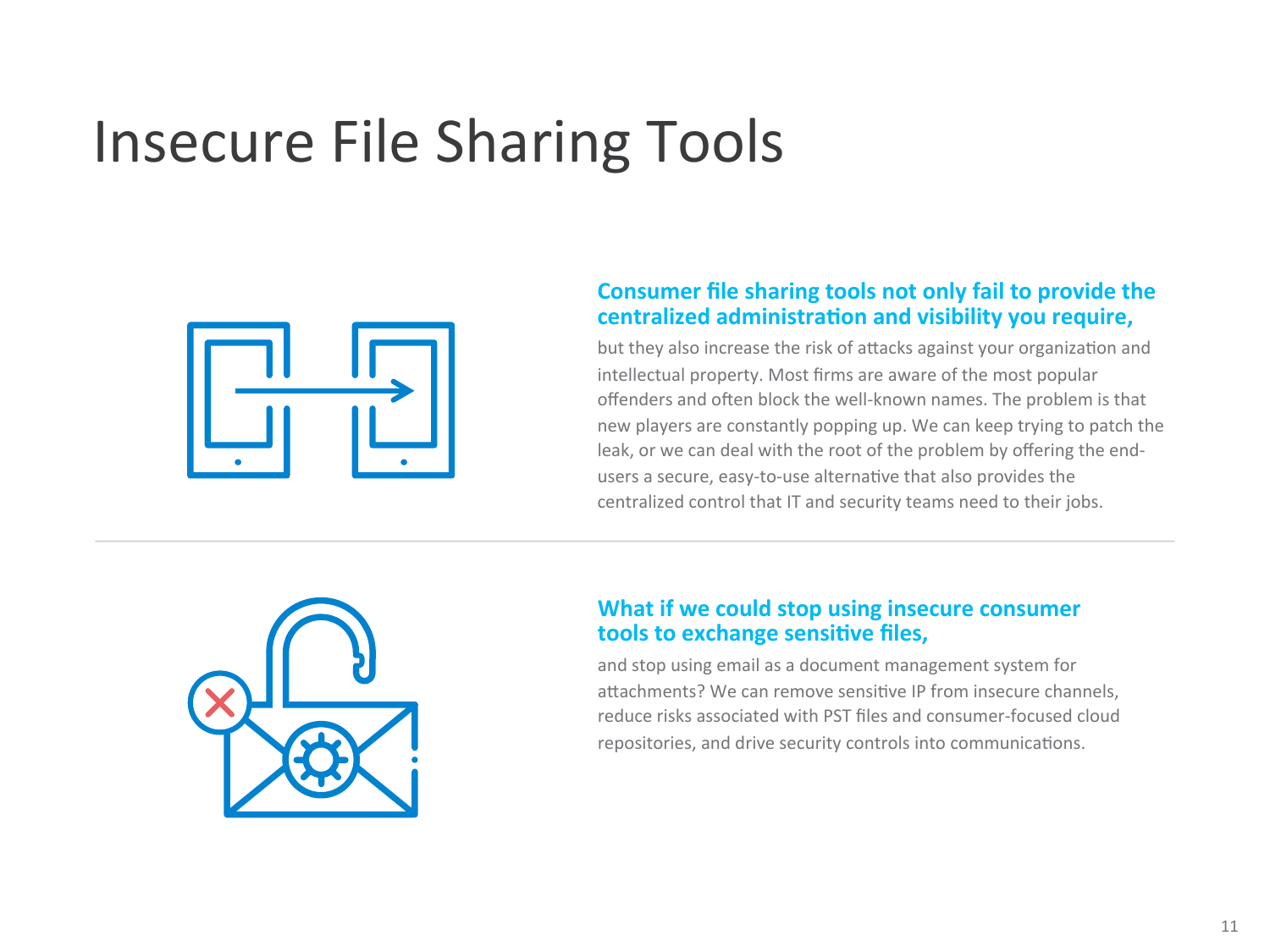# Insecure File Sharing Tools

**Consumer file sharing tools not only fail to provide the centralized administration and visibility you require,**

but they also increase the risk of attacks against your organization and intellectual property. Most firms are aware of the most popular offenders and often block the well-known names. The problem is that new players are constantly popping up. We can keep trying to patch the leak, or we can deal with the root of the problem by offering the end-users a secure, easy-to-use alternative that also provides the centralized control that IT and security teams need to their jobs.

**What if we could stop using insecure consumer tools to exchange sensitive files,**

and stop using email as a document management system for attachments? We can remove sensitive IP from insecure channels, reduce risks associated with PST files and consumer-focused cloud repositories, and drive security controls into communications.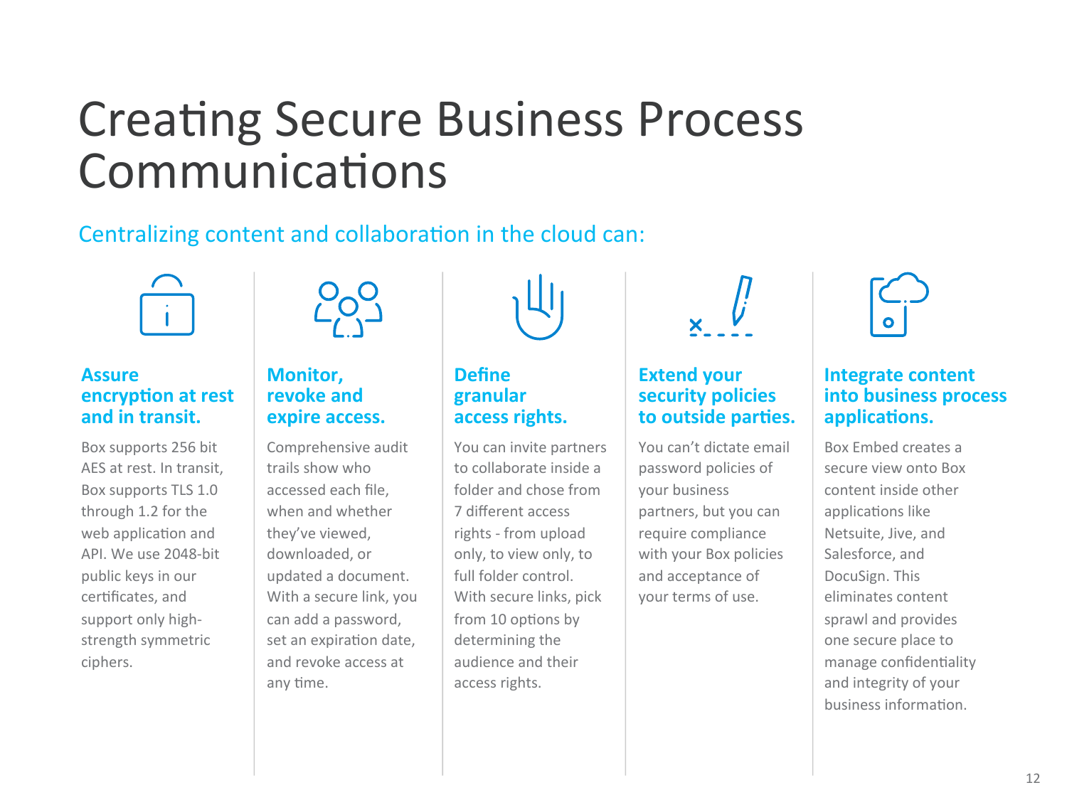# Creating Secure Business Process Communications

## Centralizing content and collaboration in the cloud can:

### Assure encryption at rest and in transit.

Box supports 256 bit AES at rest. In transit, Box supports TLS 1.0 through 1.2 for the web application and API. We use 2048-bit public keys in our certificates, and support only high-strength symmetric ciphers.

### Monitor, revoke and expire access.

Comprehensive audit trails show who accessed each file, when and whether they've viewed, downloaded, or updated a document. With a secure link, you can add a password, set an expiration date, and revoke access at any time.

### Define granular access rights.

You can invite partners to collaborate inside a folder and chose from 7 different access rights - from upload only, to view only, to full folder control. With secure links, pick from 10 options by determining the audience and their access rights.

### Extend your security policies to outside parties.

You can't dictate email password policies of your business partners, but you can require compliance with your Box policies and acceptance of your terms of use.

### Integrate content into business process applications.

Box Embed creates a secure view onto Box content inside other applications like Netsuite, Jive, and Salesforce, and DocuSign. This eliminates content sprawl and provides one secure place to manage confidentiality and integrity of your business information.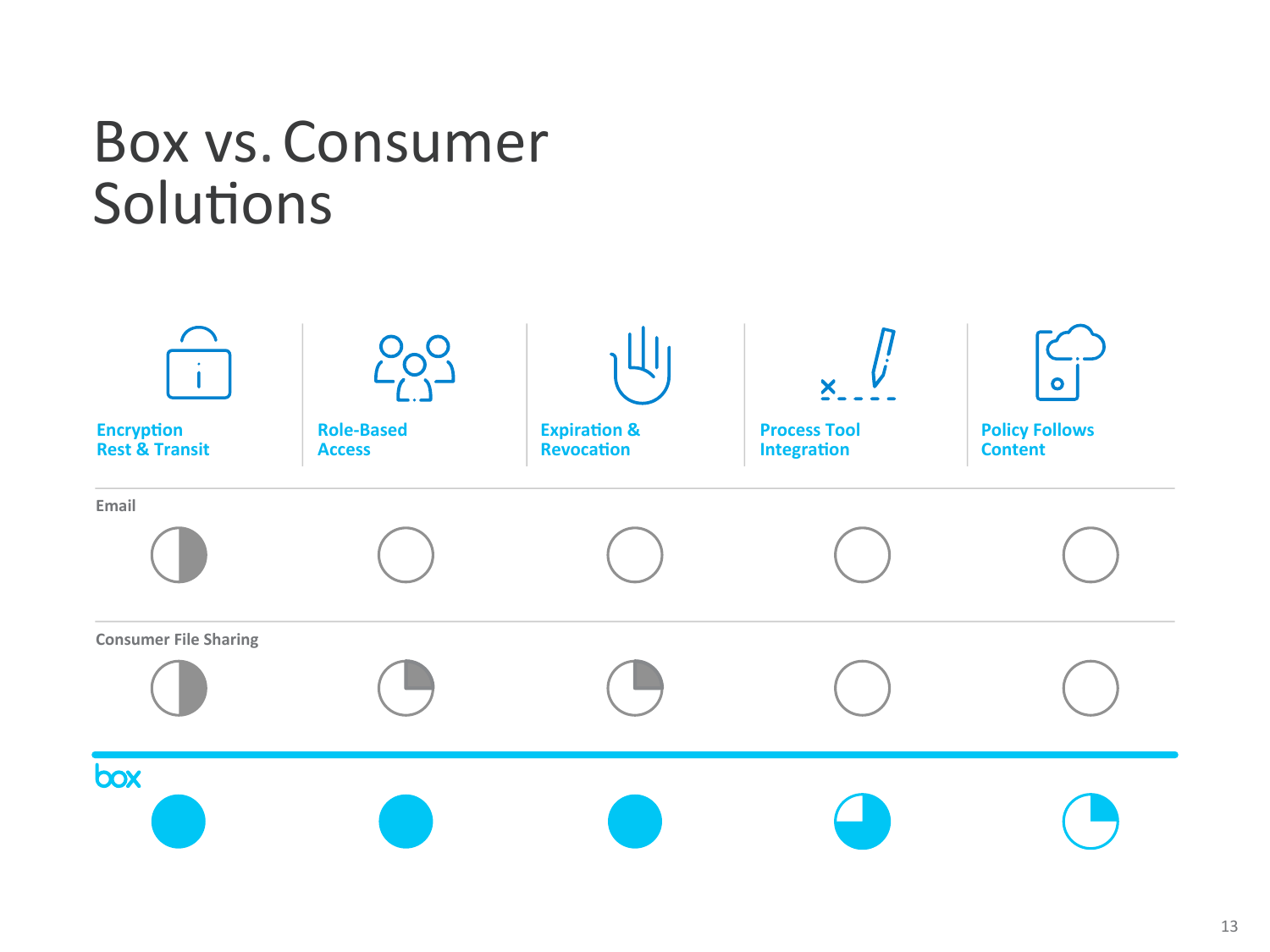# Box vs. Consumer Solutions

| | Encryption Rest & Transit | Role-Based Access | Expiration & Revocation | Process Tool Integration | Policy Follows Content |
|---|---|---|---|---|---|
| Email | ◑ | ○ | ○ | ○ | ○ |
| Consumer File Sharing | ◑ | ◔ | ◔ | ○ | ○ |
| box | ● | ● | ● | ◕ | ◔ |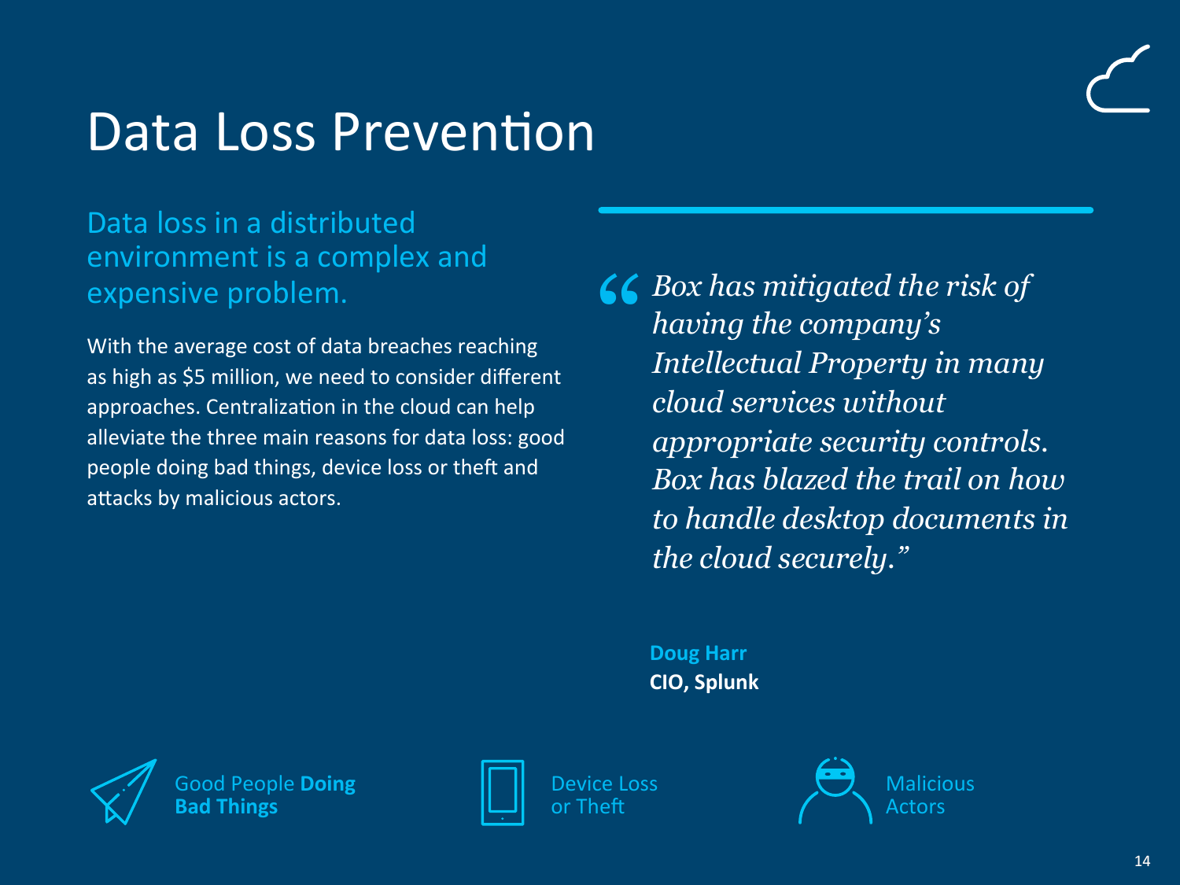# Data Loss Prevention

## Data loss in a distributed environment is a complex and expensive problem.

With the average cost of data breaches reaching as high as $5 million, we need to consider different approaches. Centralization in the cloud can help alleviate the three main reasons for data loss: good people doing bad things, device loss or theft and attacks by malicious actors.

> *"Box has mitigated the risk of having the company's Intellectual Property in many cloud services without appropriate security controls. Box has blazed the trail on how to handle desktop documents in the cloud securely."*
>
> **Doug Harr**
> **CIO, Splunk**

Good People **Doing Bad Things**

Device Loss or Theft

Malicious Actors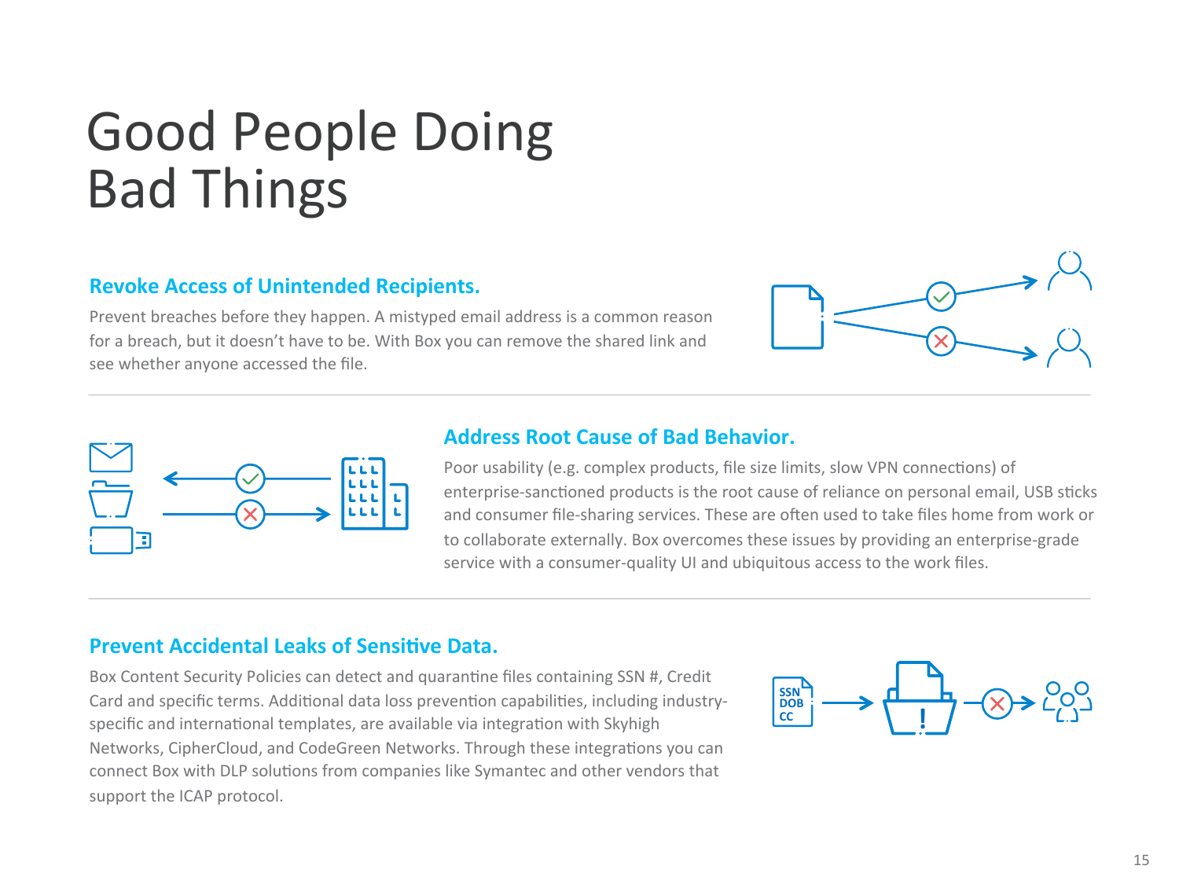# Good People Doing Bad Things

### Revoke Access of Unintended Recipients.

Prevent breaches before they happen. A mistyped email address is a common reason for a breach, but it doesn't have to be. With Box you can remove the shared link and see whether anyone accessed the file.

### Address Root Cause of Bad Behavior.

Poor usability (e.g. complex products, file size limits, slow VPN connections) of enterprise-sanctioned products is the root cause of reliance on personal email, USB sticks and consumer file-sharing services. These are often used to take files home from work or to collaborate externally. Box overcomes these issues by providing an enterprise-grade service with a consumer-quality UI and ubiquitous access to the work files.

### Prevent Accidental Leaks of Sensitive Data.

Box Content Security Policies can detect and quarantine files containing SSN #, Credit Card and specific terms. Additional data loss prevention capabilities, including industry-specific and international templates, are available via integration with Skyhigh Networks, CipherCloud, and CodeGreen Networks. Through these integrations you can connect Box with DLP solutions from companies like Symantec and other vendors that support the ICAP protocol.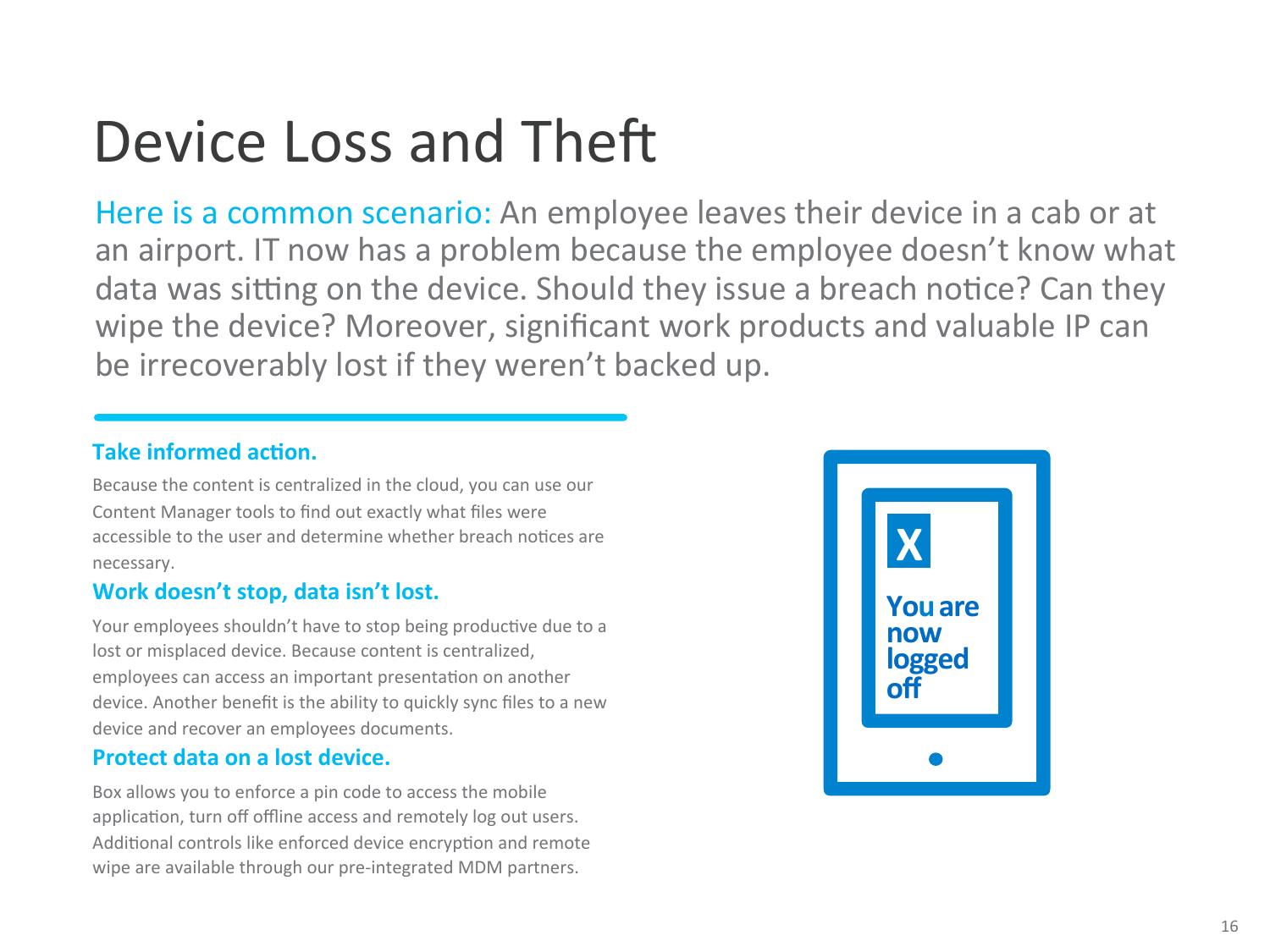# Device Loss and Theft

Here is a common scenario: An employee leaves their device in a cab or at an airport. IT now has a problem because the employee doesn't know what data was sitting on the device. Should they issue a breach notice? Can they wipe the device? Moreover, significant work products and valuable IP can be irrecoverably lost if they weren't backed up.

### Take informed action.

Because the content is centralized in the cloud, you can use our Content Manager tools to find out exactly what files were accessible to the user and determine whether breach notices are necessary.

### Work doesn't stop, data isn't lost.

Your employees shouldn't have to stop being productive due to a lost or misplaced device. Because content is centralized, employees can access an important presentation on another device. Another benefit is the ability to quickly sync files to a new device and recover an employees documents.

### Protect data on a lost device.

Box allows you to enforce a pin code to access the mobile application, turn off offline access and remotely log out users. Additional controls like enforced device encryption and remote wipe are available through our pre-integrated MDM partners.

X

You are now logged off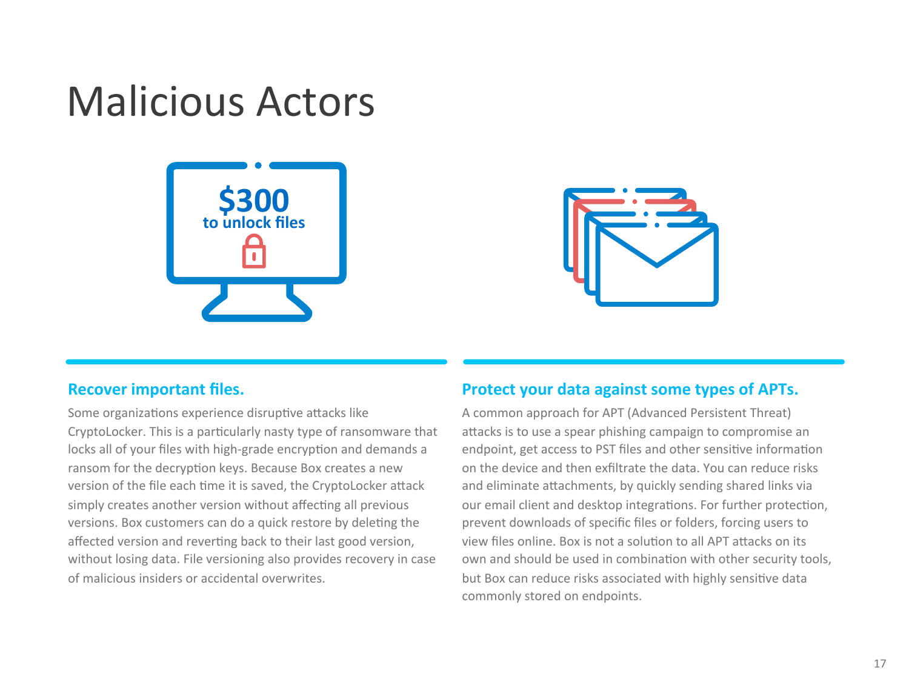# Malicious Actors

$300
to unlock files

## Recover important files.

Some organizations experience disruptive attacks like CryptoLocker. This is a particularly nasty type of ransomware that locks all of your files with high-grade encryption and demands a ransom for the decryption keys. Because Box creates a new version of the file each time it is saved, the CryptoLocker attack simply creates another version without affecting all previous versions. Box customers can do a quick restore by deleting the affected version and reverting back to their last good version, without losing data. File versioning also provides recovery in case of malicious insiders or accidental overwrites.

## Protect your data against some types of APTs.

A common approach for APT (Advanced Persistent Threat) attacks is to use a spear phishing campaign to compromise an endpoint, get access to PST files and other sensitive information on the device and then exfiltrate the data. You can reduce risks and eliminate attachments, by quickly sending shared links via our email client and desktop integrations. For further protection, prevent downloads of specific files or folders, forcing users to view files online. Box is not a solution to all APT attacks on its own and should be used in combination with other security tools, but Box can reduce risks associated with highly sensitive data commonly stored on endpoints.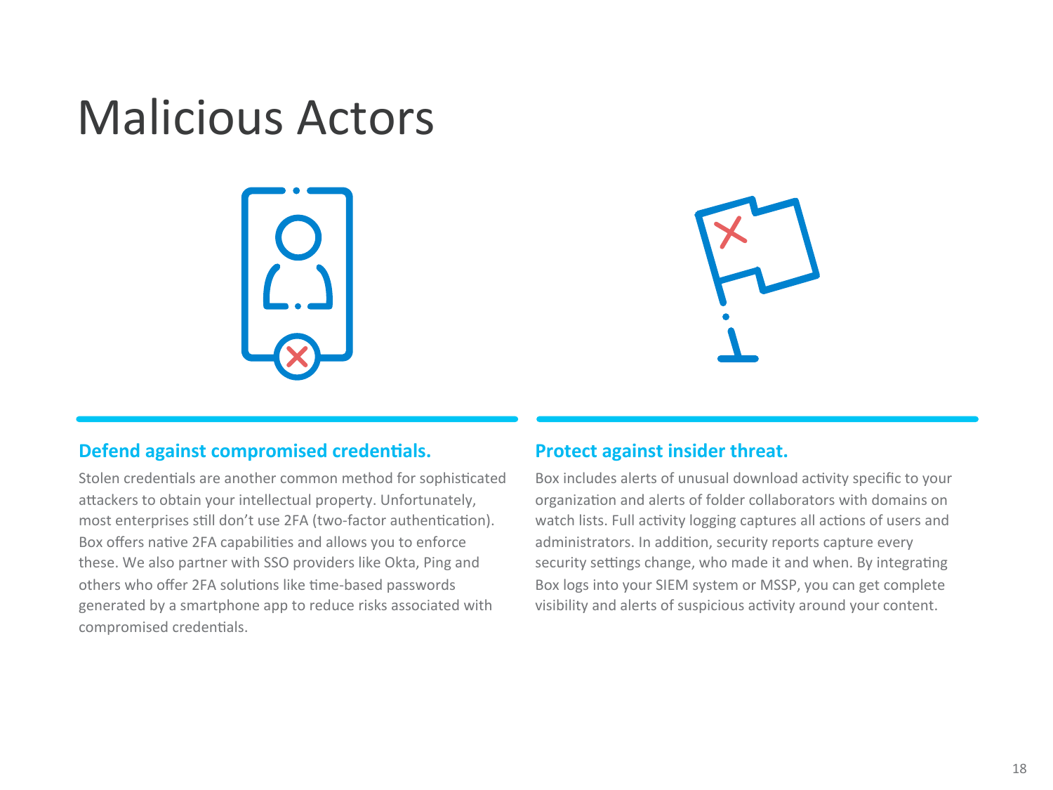# Malicious Actors

### Defend against compromised credentials.

Stolen credentials are another common method for sophisticated attackers to obtain your intellectual property. Unfortunately, most enterprises still don't use 2FA (two-factor authentication). Box offers native 2FA capabilities and allows you to enforce these. We also partner with SSO providers like Okta, Ping and others who offer 2FA solutions like time-based passwords generated by a smartphone app to reduce risks associated with compromised credentials.

### Protect against insider threat.

Box includes alerts of unusual download activity specific to your organization and alerts of folder collaborators with domains on watch lists. Full activity logging captures all actions of users and administrators. In addition, security reports capture every security settings change, who made it and when. By integrating Box logs into your SIEM system or MSSP, you can get complete visibility and alerts of suspicious activity around your content.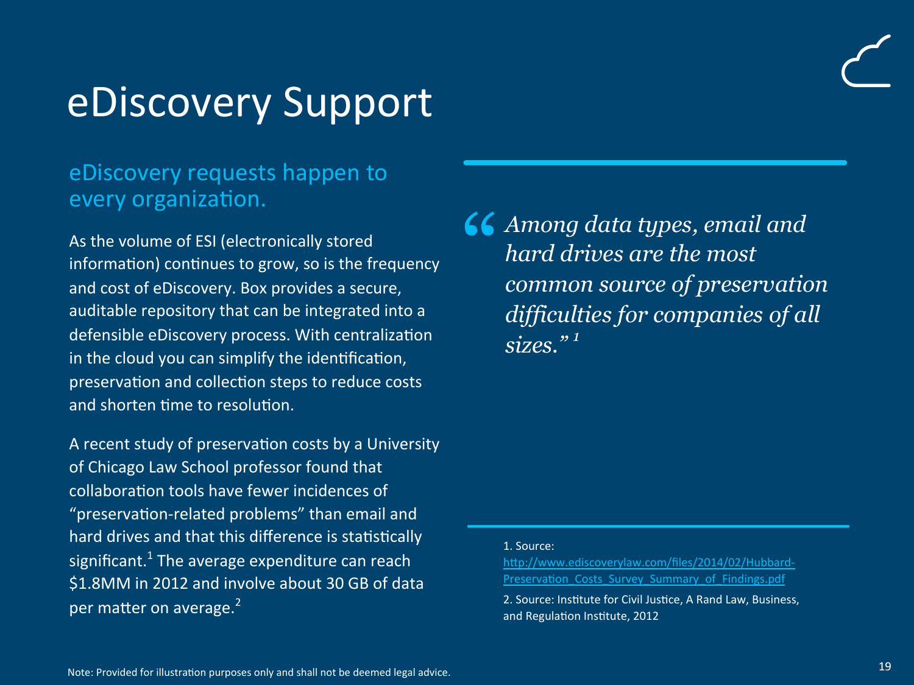# eDiscovery Support

## eDiscovery requests happen to every organization.

As the volume of ESI (electronically stored information) continues to grow, so is the frequency and cost of eDiscovery. Box provides a secure, auditable repository that can be integrated into a defensible eDiscovery process. With centralization in the cloud you can simplify the identification, preservation and collection steps to reduce costs and shorten time to resolution.

A recent study of preservation costs by a University of Chicago Law School professor found that collaboration tools have fewer incidences of "preservation-related problems" than email and hard drives and that this difference is statistically significant.[1] The average expenditure can reach $1.8MM in 2012 and involve about 30 GB of data per matter on average.[2]

> *"Among data types, email and hard drives are the most common source of preservation difficulties for companies of all sizes."*[1]

1. Source: http://www.ediscoverylaw.com/files/2014/02/Hubbard-Preservation_Costs_Survey_Summary_of_Findings.pdf
2. Source: Institute for Civil Justice, A Rand Law, Business, and Regulation Institute, 2012

Note: Provided for illustration purposes only and shall not be deemed legal advice.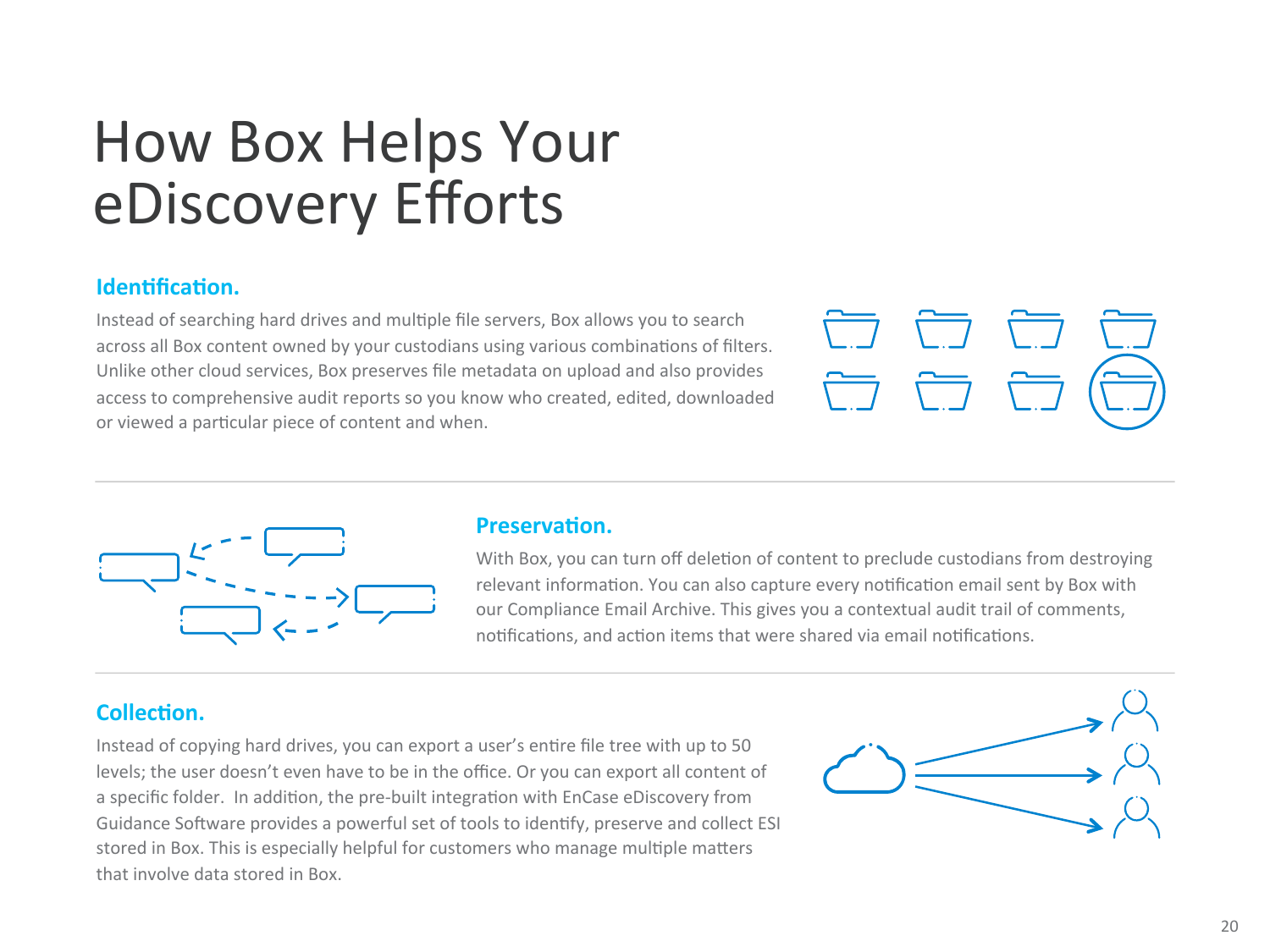# How Box Helps Your eDiscovery Efforts

### Identification.

Instead of searching hard drives and multiple file servers, Box allows you to search across all Box content owned by your custodians using various combinations of filters. Unlike other cloud services, Box preserves file metadata on upload and also provides access to comprehensive audit reports so you know who created, edited, downloaded or viewed a particular piece of content and when.

### Preservation.

With Box, you can turn off deletion of content to preclude custodians from destroying relevant information. You can also capture every notification email sent by Box with our Compliance Email Archive. This gives you a contextual audit trail of comments, notifications, and action items that were shared via email notifications.

### Collection.

Instead of copying hard drives, you can export a user's entire file tree with up to 50 levels; the user doesn't even have to be in the office. Or you can export all content of a specific folder. In addition, the pre-built integration with EnCase eDiscovery from Guidance Software provides a powerful set of tools to identify, preserve and collect ESI stored in Box. This is especially helpful for customers who manage multiple matters that involve data stored in Box.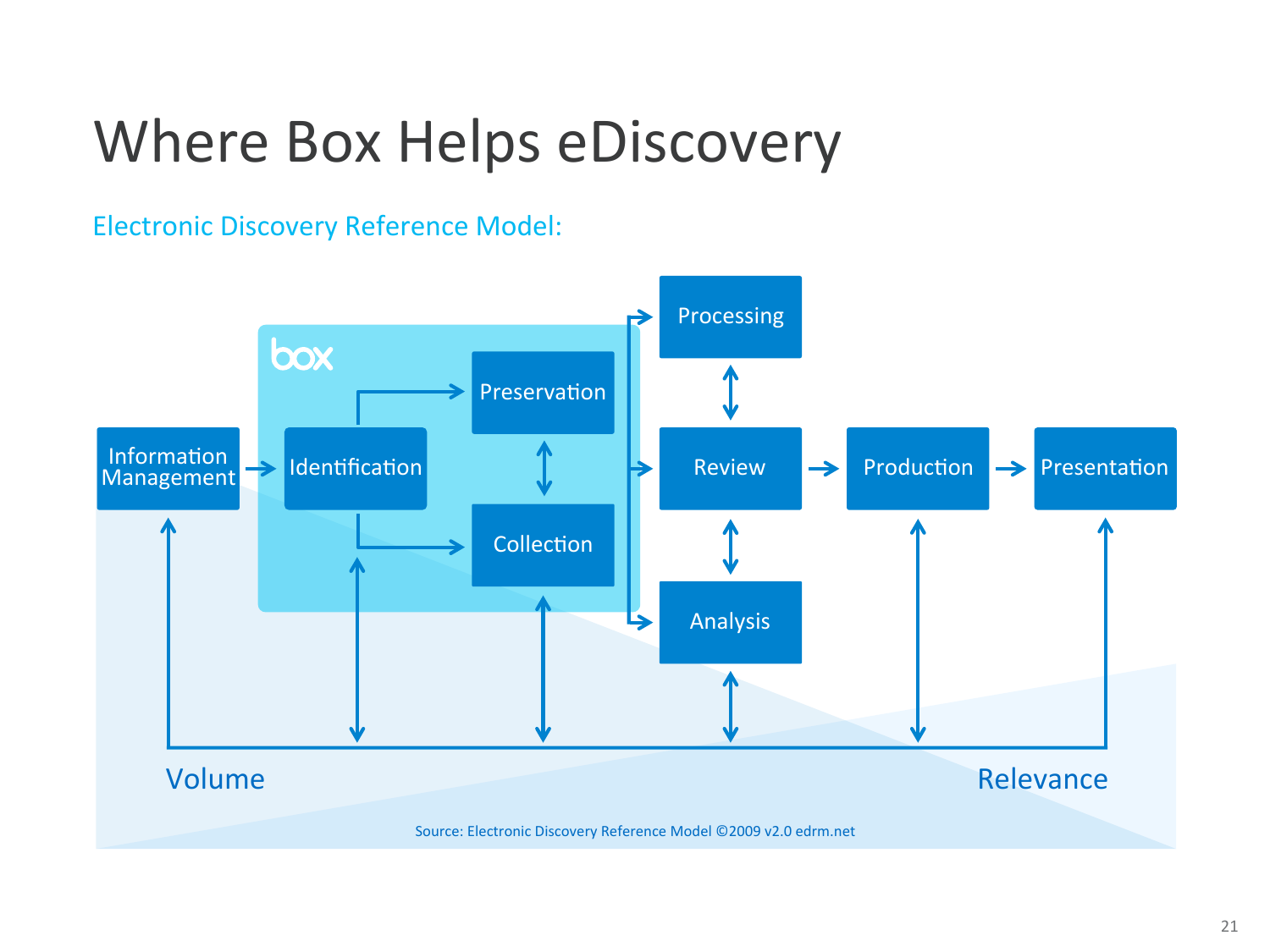# Where Box Helps eDiscovery

Electronic Discovery Reference Model:

box

Information Management → Identification → Preservation / Collection → Processing / Review / Analysis → Production → Presentation

Volume

Relevance

Source: Electronic Discovery Reference Model ©2009 v2.0 edrm.net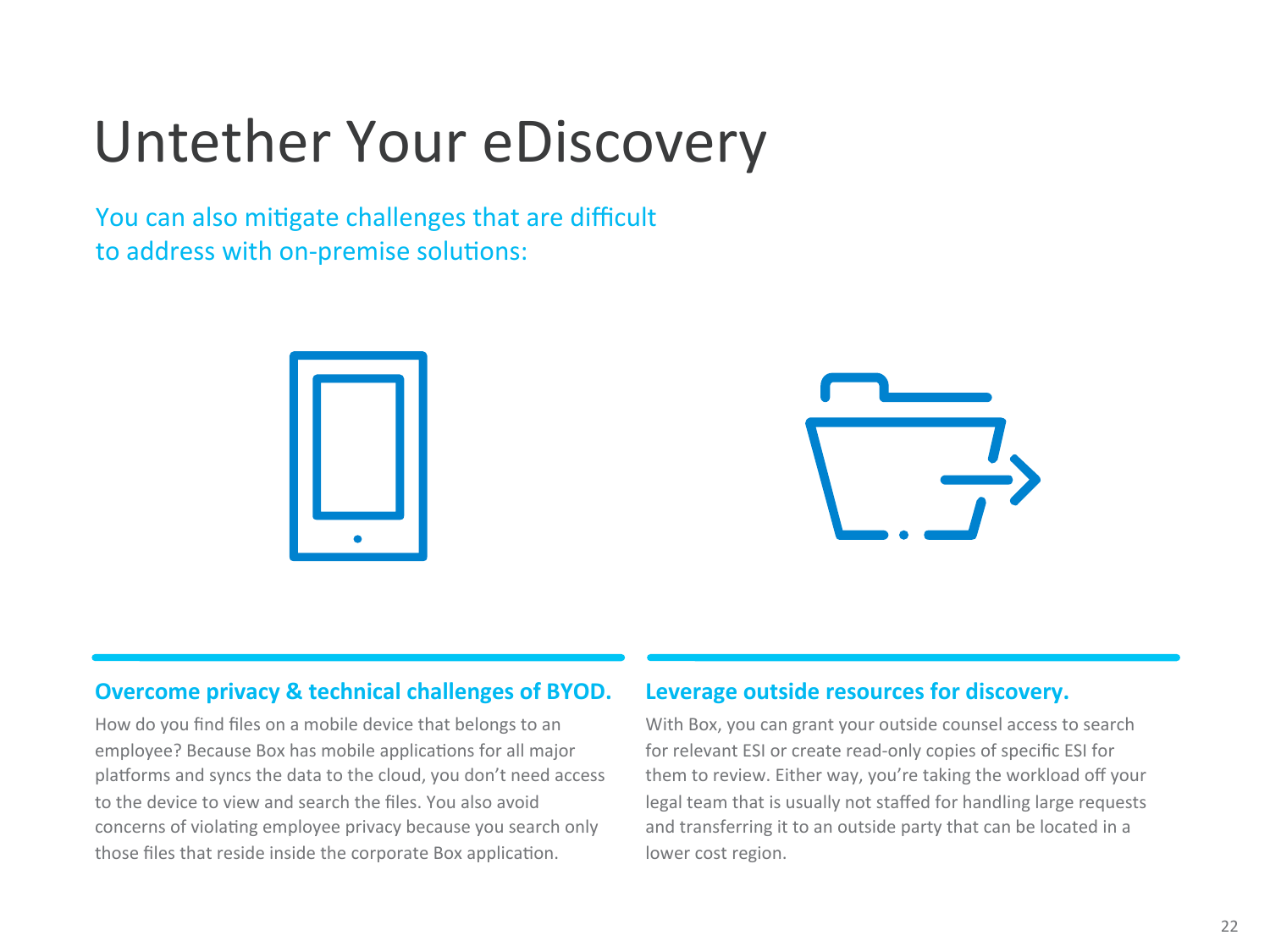# Untether Your eDiscovery

You can also mitigate challenges that are difficult to address with on-premise solutions:

### Overcome privacy & technical challenges of BYOD.

How do you find files on a mobile device that belongs to an employee? Because Box has mobile applications for all major platforms and syncs the data to the cloud, you don't need access to the device to view and search the files. You also avoid concerns of violating employee privacy because you search only those files that reside inside the corporate Box application.

### Leverage outside resources for discovery.

With Box, you can grant your outside counsel access to search for relevant ESI or create read-only copies of specific ESI for them to review. Either way, you're taking the workload off your legal team that is usually not staffed for handling large requests and transferring it to an outside party that can be located in a lower cost region.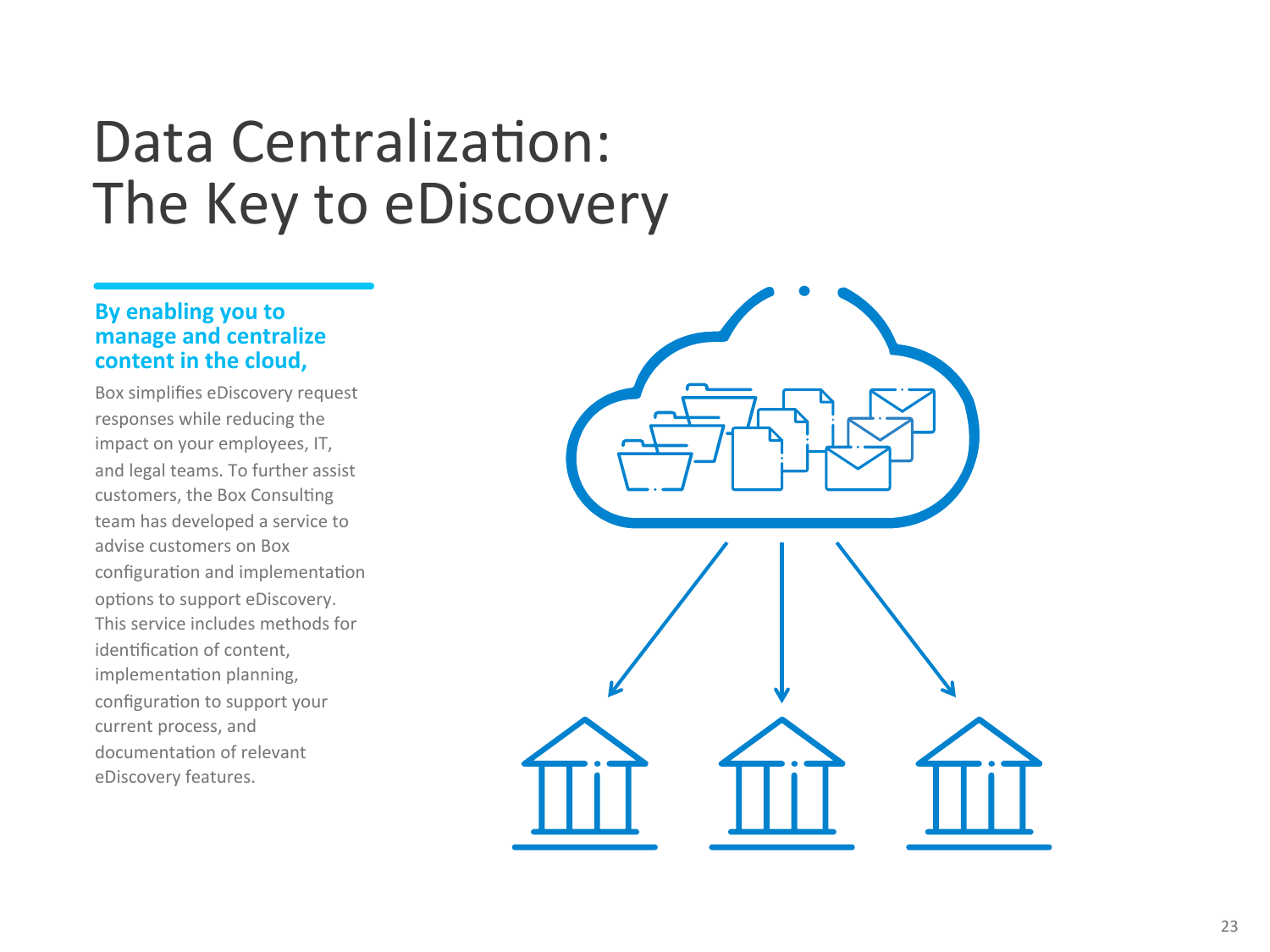# Data Centralization: The Key to eDiscovery

**By enabling you to manage and centralize content in the cloud,**

Box simplifies eDiscovery request responses while reducing the impact on your employees, IT, and legal teams. To further assist customers, the Box Consulting team has developed a service to advise customers on Box configuration and implementation options to support eDiscovery. This service includes methods for identification of content, implementation planning, configuration to support your current process, and documentation of relevant eDiscovery features.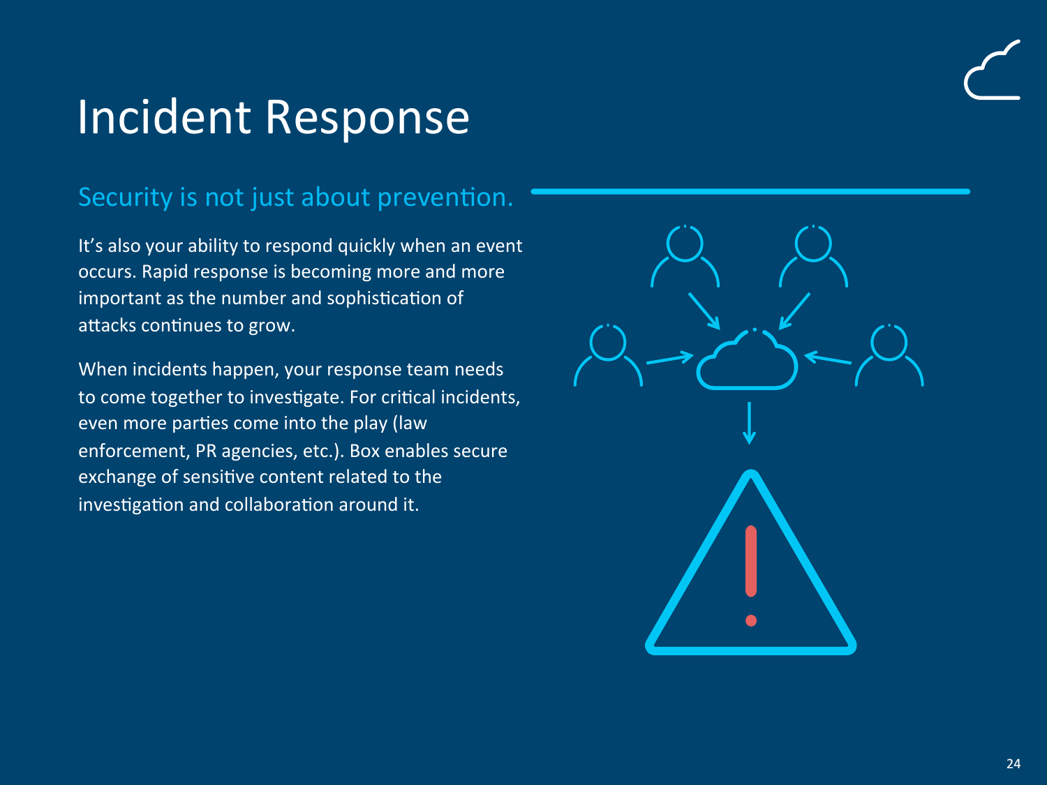# Incident Response

## Security is not just about prevention.

It's also your ability to respond quickly when an event occurs. Rapid response is becoming more and more important as the number and sophistication of attacks continues to grow.

When incidents happen, your response team needs to come together to investigate. For critical incidents, even more parties come into the play (law enforcement, PR agencies, etc.). Box enables secure exchange of sensitive content related to the investigation and collaboration around it.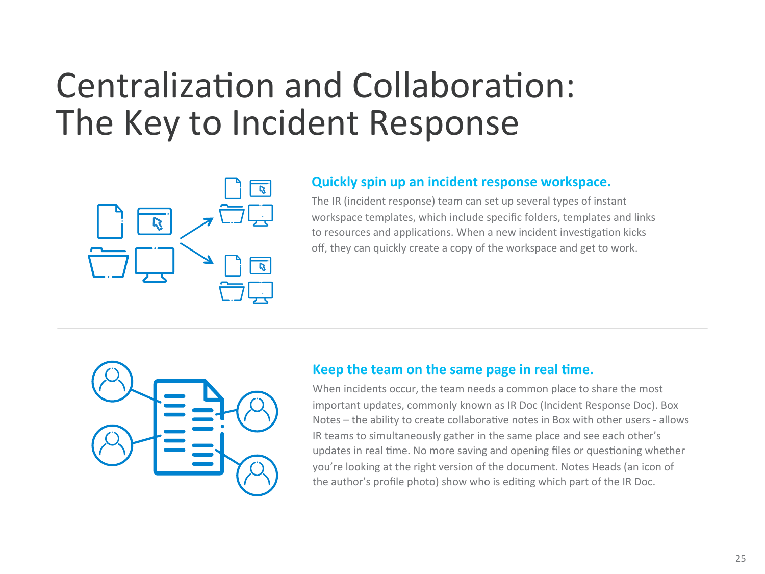# Centralization and Collaboration: The Key to Incident Response

### Quickly spin up an incident response workspace.

The IR (incident response) team can set up several types of instant workspace templates, which include specific folders, templates and links to resources and applications. When a new incident investigation kicks off, they can quickly create a copy of the workspace and get to work.

### Keep the team on the same page in real time.

When incidents occur, the team needs a common place to share the most important updates, commonly known as IR Doc (Incident Response Doc). Box Notes – the ability to create collaborative notes in Box with other users - allows IR teams to simultaneously gather in the same place and see each other's updates in real time. No more saving and opening files or questioning whether you're looking at the right version of the document. Notes Heads (an icon of the author's profile photo) show who is editing which part of the IR Doc.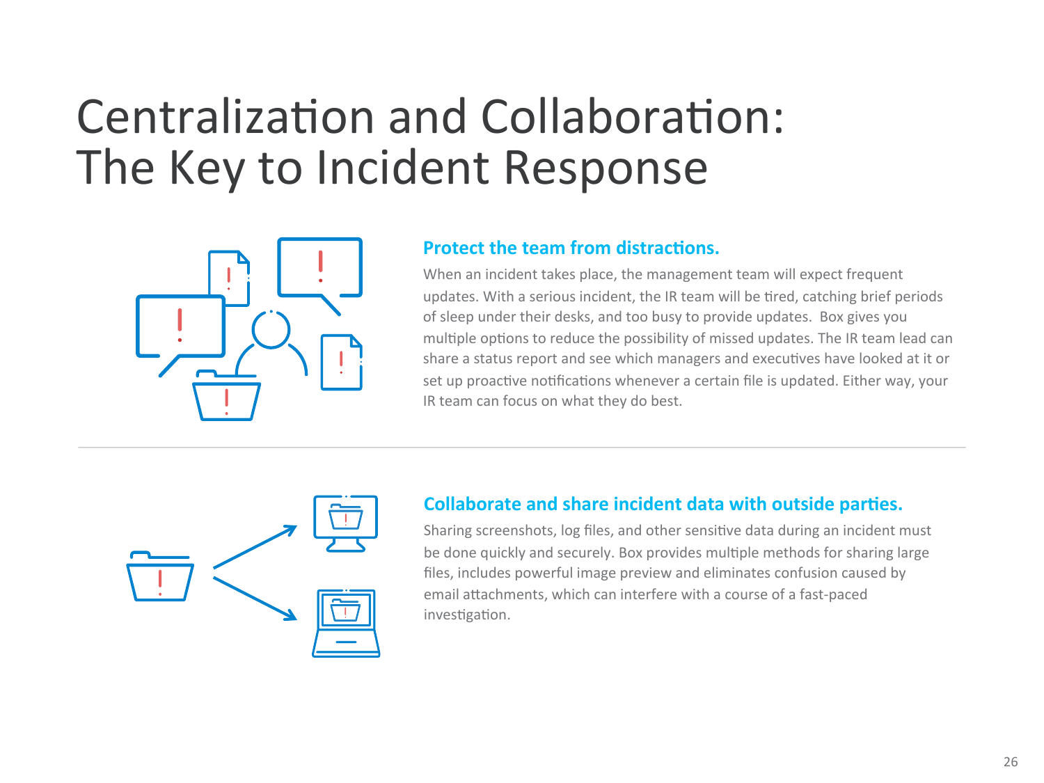# Centralization and Collaboration: The Key to Incident Response

## Protect the team from distractions.

When an incident takes place, the management team will expect frequent updates. With a serious incident, the IR team will be tired, catching brief periods of sleep under their desks, and too busy to provide updates. Box gives you multiple options to reduce the possibility of missed updates. The IR team lead can share a status report and see which managers and executives have looked at it or set up proactive notifications whenever a certain file is updated. Either way, your IR team can focus on what they do best.

## Collaborate and share incident data with outside parties.

Sharing screenshots, log files, and other sensitive data during an incident must be done quickly and securely. Box provides multiple methods for sharing large files, includes powerful image preview and eliminates confusion caused by email attachments, which can interfere with a course of a fast-paced investigation.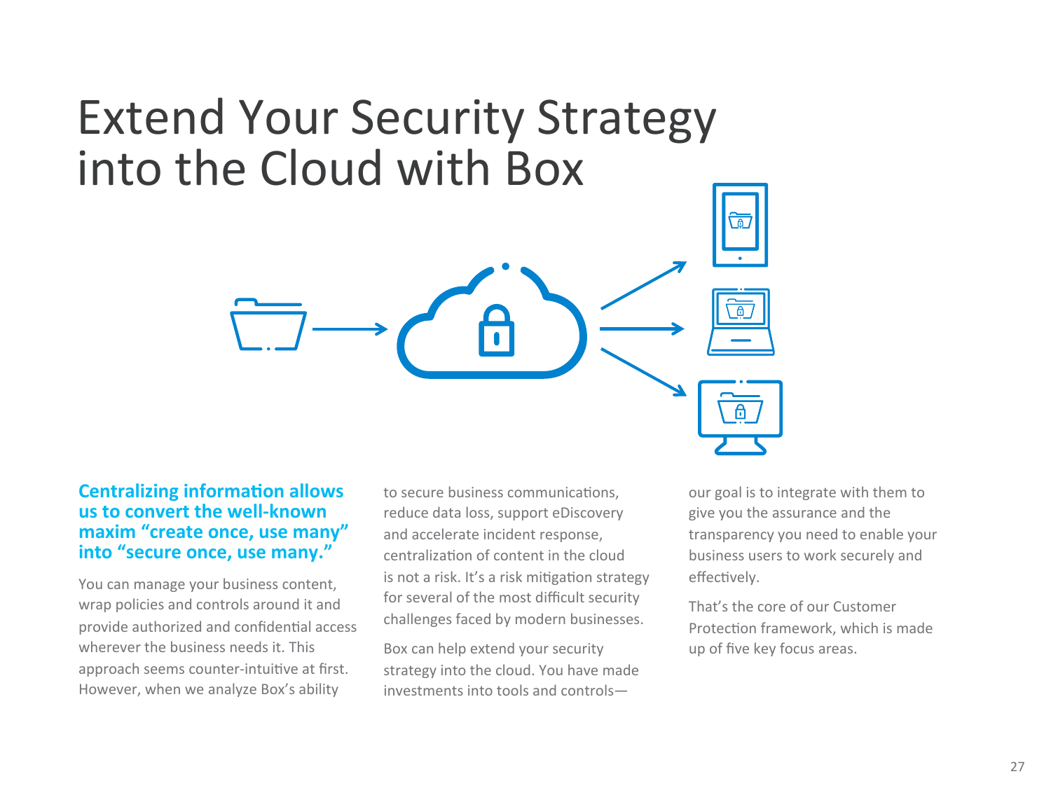# Extend Your Security Strategy into the Cloud with Box

**Centralizing information allows us to convert the well-known maxim "create once, use many" into "secure once, use many."**

You can manage your business content, wrap policies and controls around it and provide authorized and confidential access wherever the business needs it. This approach seems counter-intuitive at first. However, when we analyze Box's ability to secure business communications, reduce data loss, support eDiscovery and accelerate incident response, centralization of content in the cloud is not a risk. It's a risk mitigation strategy for several of the most difficult security challenges faced by modern businesses.

Box can help extend your security strategy into the cloud. You have made investments into tools and controls—our goal is to integrate with them to give you the assurance and the transparency you need to enable your business users to work securely and effectively.

That's the core of our Customer Protection framework, which is made up of five key focus areas.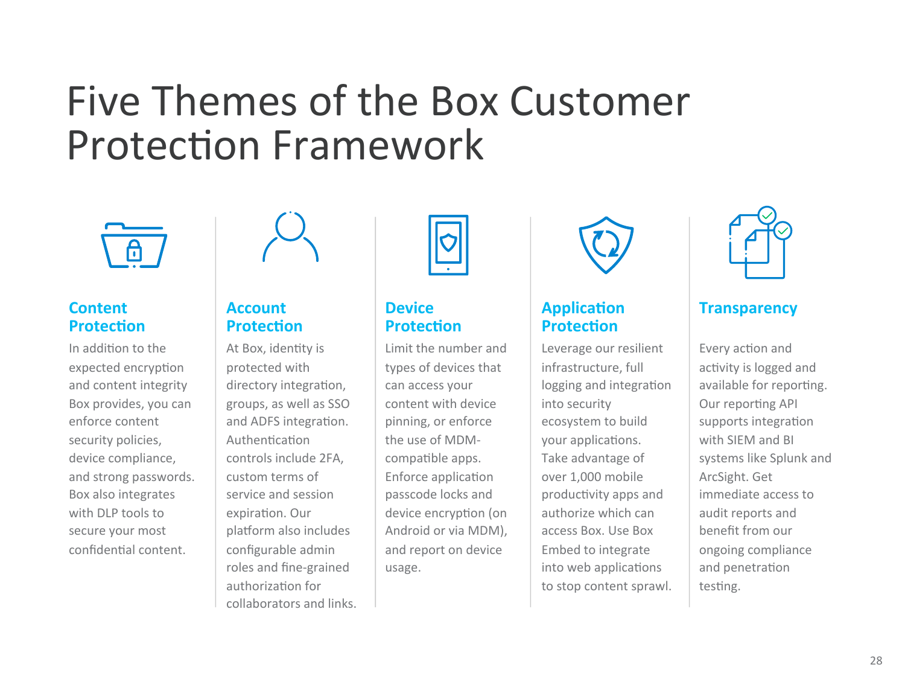# Five Themes of the Box Customer Protection Framework

## Content Protection

In addition to the expected encryption and content integrity Box provides, you can enforce content security policies, device compliance, and strong passwords. Box also integrates with DLP tools to secure your most confidential content.

## Account Protection

At Box, identity is protected with directory integration, groups, as well as SSO and ADFS integration. Authentication controls include 2FA, custom terms of service and session expiration. Our platform also includes configurable admin roles and fine-grained authorization for collaborators and links.

## Device Protection

Limit the number and types of devices that can access your content with device pinning, or enforce the use of MDM-compatible apps. Enforce application passcode locks and device encryption (on Android or via MDM), and report on device usage.

## Application Protection

Leverage our resilient infrastructure, full logging and integration into security ecosystem to build your applications. Take advantage of over 1,000 mobile productivity apps and authorize which can access Box. Use Box Embed to integrate into web applications to stop content sprawl.

## Transparency

Every action and activity is logged and available for reporting. Our reporting API supports integration with SIEM and BI systems like Splunk and ArcSight. Get immediate access to audit reports and benefit from our ongoing compliance and penetration testing.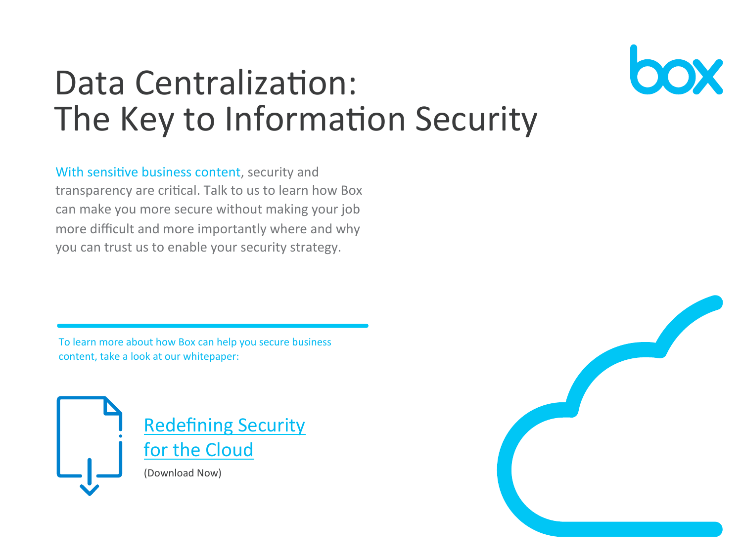# Data Centralization: The Key to Information Security

With sensitive business content, security and transparency are critical. Talk to us to learn how Box can make you more secure without making your job more difficult and more importantly where and why you can trust us to enable your security strategy.

To learn more about how Box can help you secure business content, take a look at our whitepaper:

Redefining Security for the Cloud

(Download Now)